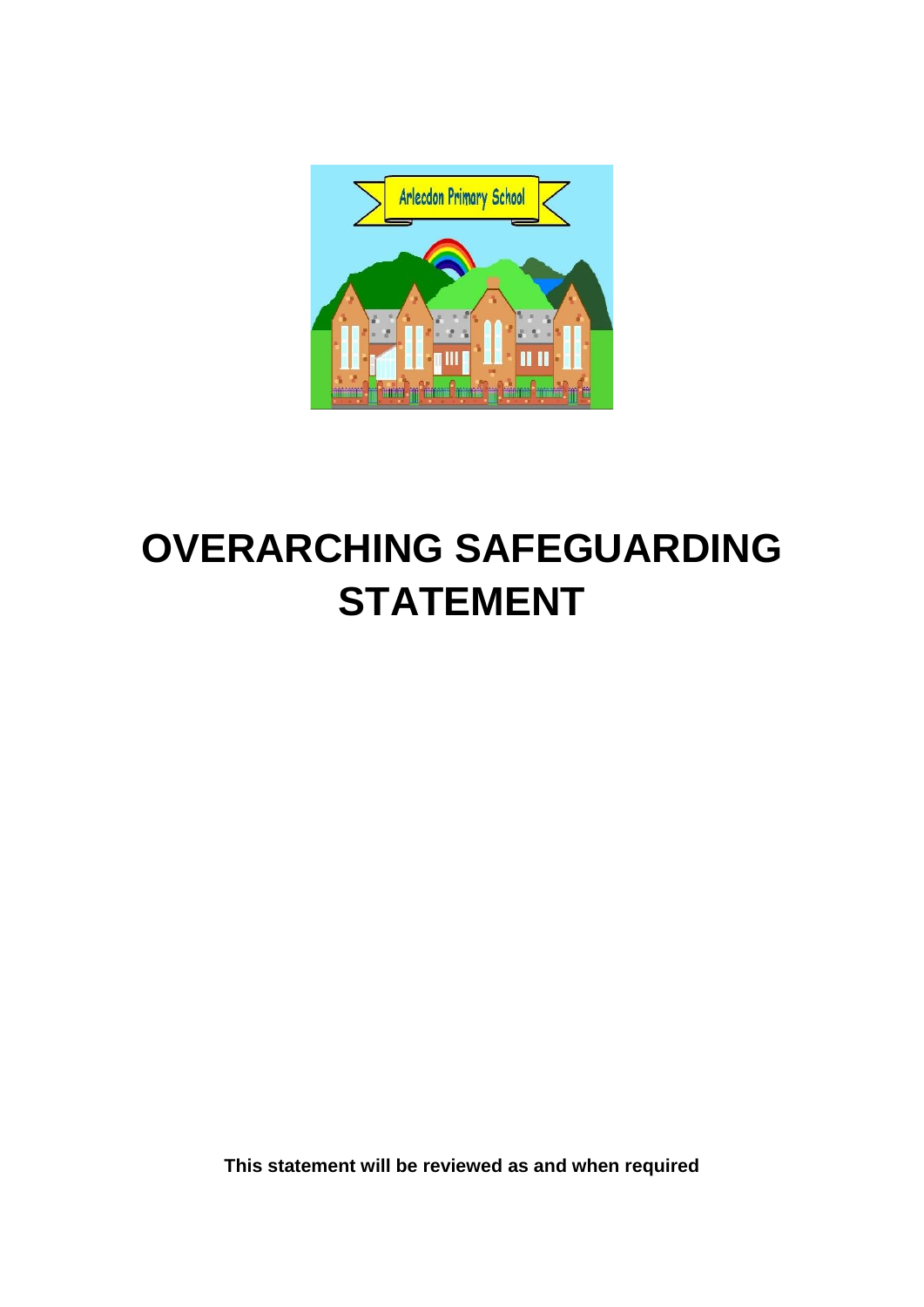# OVERARCHING SAFEGUARDING STATEMENT

**This statement will be reviewed as and when required**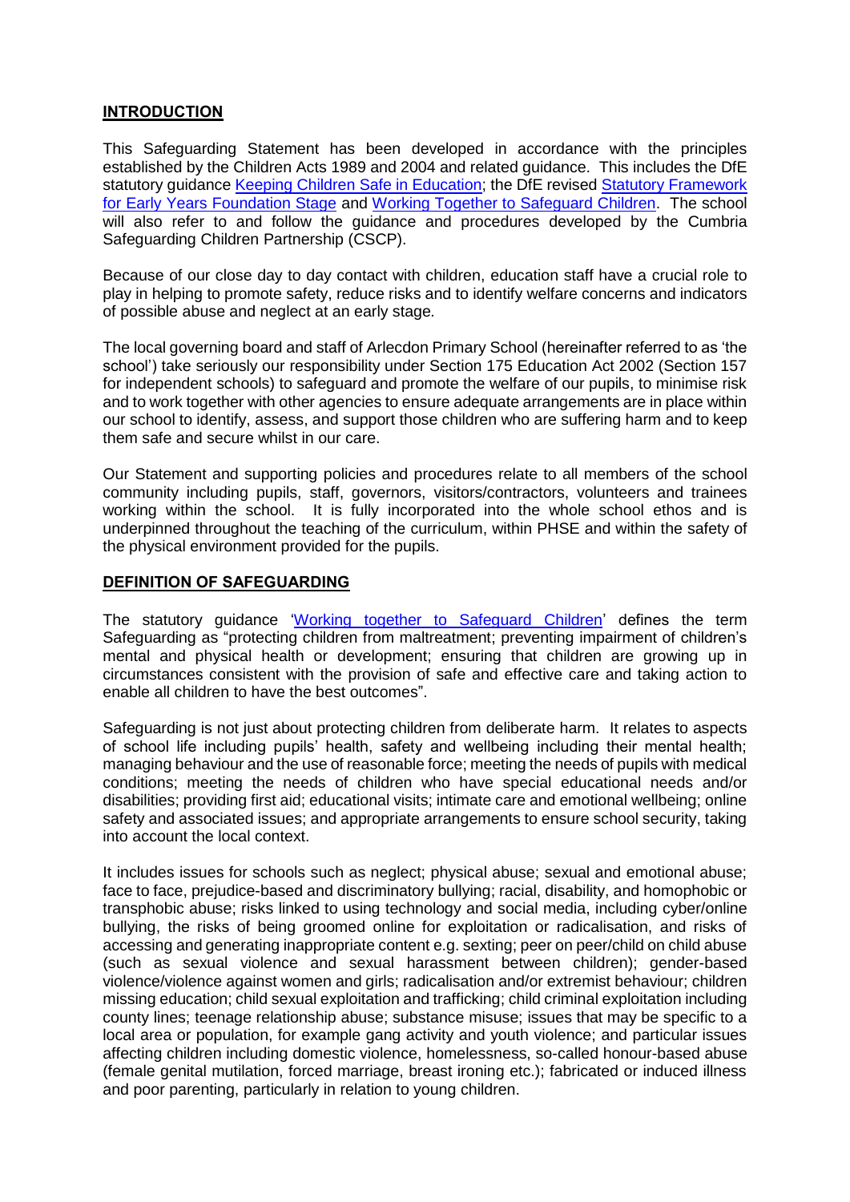## INTRODUCTION

This Safeguarding Statement has been developed in accordance with the principles established by the Children Acts 1989 and 2004 and related guidance. This includes the DfE statutory guidance [Keeping Children Safe in Education]; the DfE revised [Statutory Framework for Early Years Foundation Stage] and [Working Together to Safeguard Children]. The school will also refer to and follow the guidance and procedures developed by the Cumbria Safeguarding Children Partnership (CSCP).

Because of our close day to day contact with children, education staff have a crucial role to play in helping to promote safety, reduce risks and to identify welfare concerns and indicators of possible abuse and neglect at an early stage.

The local governing board and staff of Arlecdon Primary School (hereinafter referred to as 'the school') take seriously our responsibility under Section 175 Education Act 2002 (Section 157 for independent schools) to safeguard and promote the welfare of our pupils, to minimise risk and to work together with other agencies to ensure adequate arrangements are in place within our school to identify, assess, and support those children who are suffering harm and to keep them safe and secure whilst in our care.

Our Statement and supporting policies and procedures relate to all members of the school community including pupils, staff, governors, visitors/contractors, volunteers and trainees working within the school. It is fully incorporated into the whole school ethos and is underpinned throughout the teaching of the curriculum, within PHSE and within the safety of the physical environment provided for the pupils.

## DEFINITION OF SAFEGUARDING

The statutory guidance '[Working together to Safeguard Children]' defines the term Safeguarding as "protecting children from maltreatment; preventing impairment of children's mental and physical health or development; ensuring that children are growing up in circumstances consistent with the provision of safe and effective care and taking action to enable all children to have the best outcomes".

Safeguarding is not just about protecting children from deliberate harm. It relates to aspects of school life including pupils' health, safety and wellbeing including their mental health; managing behaviour and the use of reasonable force; meeting the needs of pupils with medical conditions; meeting the needs of children who have special educational needs and/or disabilities; providing first aid; educational visits; intimate care and emotional wellbeing; online safety and associated issues; and appropriate arrangements to ensure school security, taking into account the local context.

It includes issues for schools such as neglect; physical abuse; sexual and emotional abuse; face to face, prejudice-based and discriminatory bullying; racial, disability, and homophobic or transphobic abuse; risks linked to using technology and social media, including cyber/online bullying, the risks of being groomed online for exploitation or radicalisation, and risks of accessing and generating inappropriate content e.g. sexting; peer on peer/child on child abuse (such as sexual violence and sexual harassment between children); gender-based violence/violence against women and girls; radicalisation and/or extremist behaviour; children missing education; child sexual exploitation and trafficking; child criminal exploitation including county lines; teenage relationship abuse; substance misuse; issues that may be specific to a local area or population, for example gang activity and youth violence; and particular issues affecting children including domestic violence, homelessness, so-called honour-based abuse (female genital mutilation, forced marriage, breast ironing etc.); fabricated or induced illness and poor parenting, particularly in relation to young children.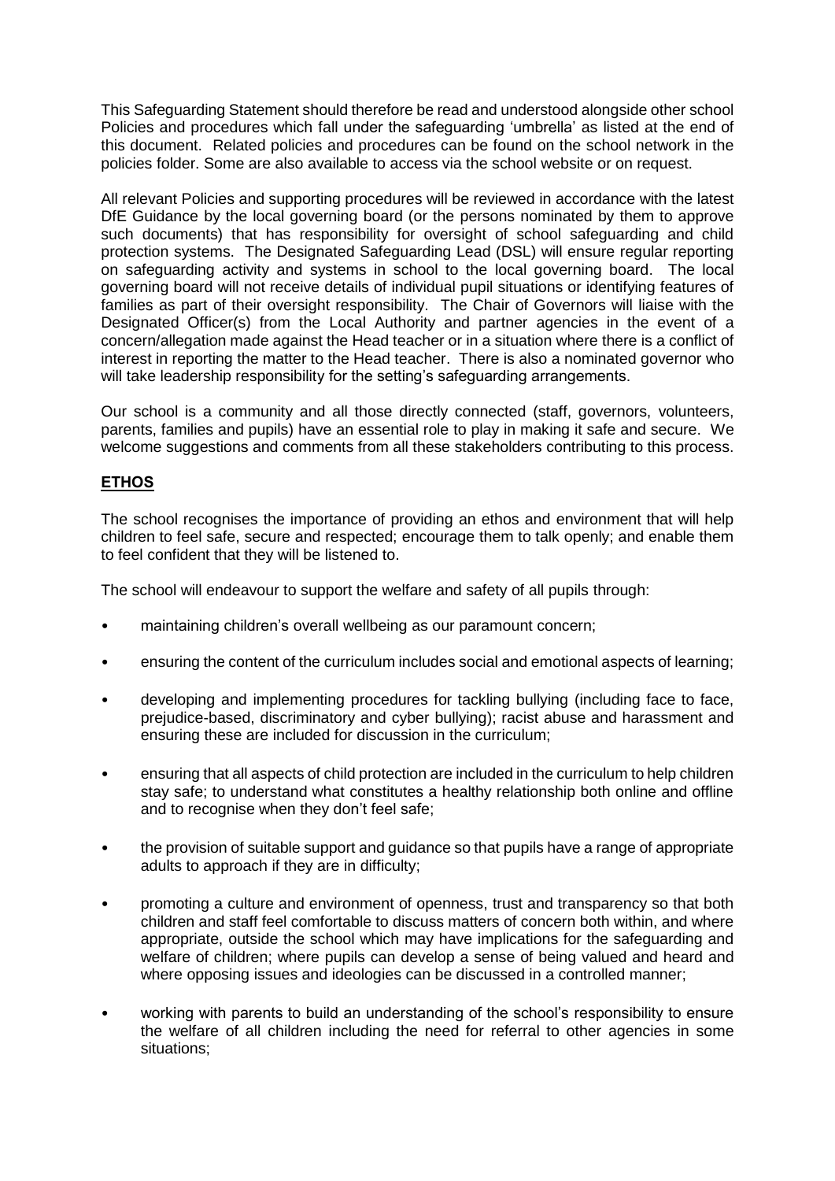This Safeguarding Statement should therefore be read and understood alongside other school Policies and procedures which fall under the safeguarding 'umbrella' as listed at the end of this document. Related policies and procedures can be found on the school network in the policies folder. Some are also available to access via the school website or on request.

All relevant Policies and supporting procedures will be reviewed in accordance with the latest DfE Guidance by the local governing board (or the persons nominated by them to approve such documents) that has responsibility for oversight of school safeguarding and child protection systems. The Designated Safeguarding Lead (DSL) will ensure regular reporting on safeguarding activity and systems in school to the local governing board. The local governing board will not receive details of individual pupil situations or identifying features of families as part of their oversight responsibility. The Chair of Governors will liaise with the Designated Officer(s) from the Local Authority and partner agencies in the event of a concern/allegation made against the Head teacher or in a situation where there is a conflict of interest in reporting the matter to the Head teacher. There is also a nominated governor who will take leadership responsibility for the setting's safeguarding arrangements.

Our school is a community and all those directly connected (staff, governors, volunteers, parents, families and pupils) have an essential role to play in making it safe and secure. We welcome suggestions and comments from all these stakeholders contributing to this process.

## ETHOS

The school recognises the importance of providing an ethos and environment that will help children to feel safe, secure and respected; encourage them to talk openly; and enable them to feel confident that they will be listened to.

The school will endeavour to support the welfare and safety of all pupils through:

- maintaining children's overall wellbeing as our paramount concern;
- ensuring the content of the curriculum includes social and emotional aspects of learning;
- developing and implementing procedures for tackling bullying (including face to face, prejudice-based, discriminatory and cyber bullying); racist abuse and harassment and ensuring these are included for discussion in the curriculum;
- ensuring that all aspects of child protection are included in the curriculum to help children stay safe; to understand what constitutes a healthy relationship both online and offline and to recognise when they don't feel safe;
- the provision of suitable support and guidance so that pupils have a range of appropriate adults to approach if they are in difficulty;
- promoting a culture and environment of openness, trust and transparency so that both children and staff feel comfortable to discuss matters of concern both within, and where appropriate, outside the school which may have implications for the safeguarding and welfare of children; where pupils can develop a sense of being valued and heard and where opposing issues and ideologies can be discussed in a controlled manner;
- working with parents to build an understanding of the school's responsibility to ensure the welfare of all children including the need for referral to other agencies in some situations;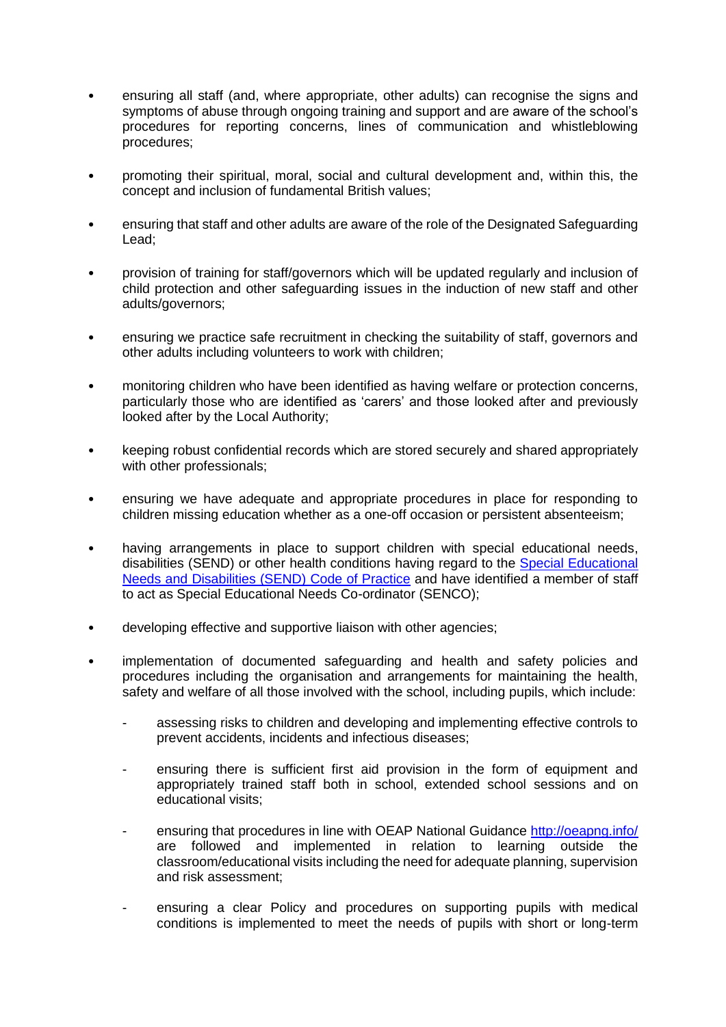- ensuring all staff (and, where appropriate, other adults) can recognise the signs and symptoms of abuse through ongoing training and support and are aware of the school's procedures for reporting concerns, lines of communication and whistleblowing procedures;

- promoting their spiritual, moral, social and cultural development and, within this, the concept and inclusion of fundamental British values;

- ensuring that staff and other adults are aware of the role of the Designated Safeguarding Lead;

- provision of training for staff/governors which will be updated regularly and inclusion of child protection and other safeguarding issues in the induction of new staff and other adults/governors;

- ensuring we practice safe recruitment in checking the suitability of staff, governors and other adults including volunteers to work with children;

- monitoring children who have been identified as having welfare or protection concerns, particularly those who are identified as 'carers' and those looked after and previously looked after by the Local Authority;

- keeping robust confidential records which are stored securely and shared appropriately with other professionals;

- ensuring we have adequate and appropriate procedures in place for responding to children missing education whether as a one-off occasion or persistent absenteeism;

- having arrangements in place to support children with special educational needs, disabilities (SEND) or other health conditions having regard to the [Special Educational Needs and Disabilities (SEND) Code of Practice]() and have identified a member of staff to act as Special Educational Needs Co-ordinator (SENCO);

- developing effective and supportive liaison with other agencies;

- implementation of documented safeguarding and health and safety policies and procedures including the organisation and arrangements for maintaining the health, safety and welfare of all those involved with the school, including pupils, which include:

  - assessing risks to children and developing and implementing effective controls to prevent accidents, incidents and infectious diseases;

  - ensuring there is sufficient first aid provision in the form of equipment and appropriately trained staff both in school, extended school sessions and on educational visits;

  - ensuring that procedures in line with OEAP National Guidance [http://oeapng.info/](http://oeapng.info/) are followed and implemented in relation to learning outside the classroom/educational visits including the need for adequate planning, supervision and risk assessment;

  - ensuring a clear Policy and procedures on supporting pupils with medical conditions is implemented to meet the needs of pupils with short or long-term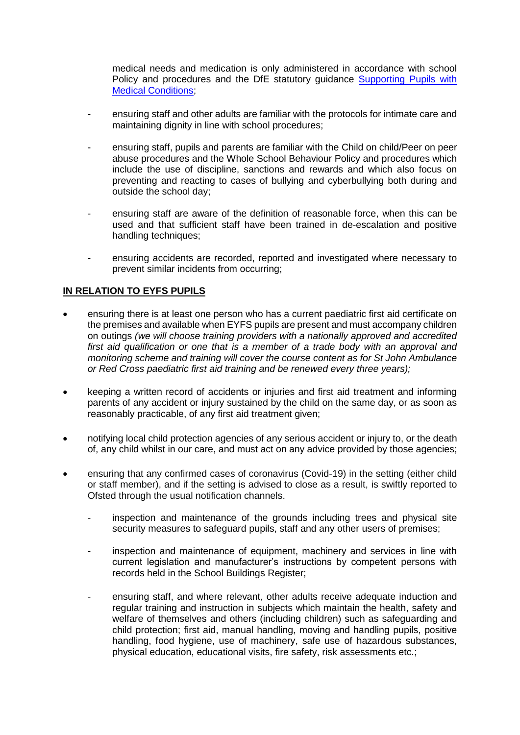medical needs and medication is only administered in accordance with school Policy and procedures and the DfE statutory guidance [Supporting Pupils with Medical Conditions](#);

- ensuring staff and other adults are familiar with the protocols for intimate care and maintaining dignity in line with school procedures;

- ensuring staff, pupils and parents are familiar with the Child on child/Peer on peer abuse procedures and the Whole School Behaviour Policy and procedures which include the use of discipline, sanctions and rewards and which also focus on preventing and reacting to cases of bullying and cyberbullying both during and outside the school day;

- ensuring staff are aware of the definition of reasonable force, when this can be used and that sufficient staff have been trained in de-escalation and positive handling techniques;

- ensuring accidents are recorded, reported and investigated where necessary to prevent similar incidents from occurring;

**IN RELATION TO EYFS PUPILS**

- ensuring there is at least one person who has a current paediatric first aid certificate on the premises and available when EYFS pupils are present and must accompany children on outings *(we will choose training providers with a nationally approved and accredited first aid qualification or one that is a member of a trade body with an approval and monitoring scheme and training will cover the course content as for St John Ambulance or Red Cross paediatric first aid training and be renewed every three years);*

- keeping a written record of accidents or injuries and first aid treatment and informing parents of any accident or injury sustained by the child on the same day, or as soon as reasonably practicable, of any first aid treatment given;

- notifying local child protection agencies of any serious accident or injury to, or the death of, any child whilst in our care, and must act on any advice provided by those agencies;

- ensuring that any confirmed cases of coronavirus (Covid-19) in the setting (either child or staff member), and if the setting is advised to close as a result, is swiftly reported to Ofsted through the usual notification channels.

    - inspection and maintenance of the grounds including trees and physical site security measures to safeguard pupils, staff and any other users of premises;

    - inspection and maintenance of equipment, machinery and services in line with current legislation and manufacturer's instructions by competent persons with records held in the School Buildings Register;

    - ensuring staff, and where relevant, other adults receive adequate induction and regular training and instruction in subjects which maintain the health, safety and welfare of themselves and others (including children) such as safeguarding and child protection; first aid, manual handling, moving and handling pupils, positive handling, food hygiene, use of machinery, safe use of hazardous substances, physical education, educational visits, fire safety, risk assessments etc.;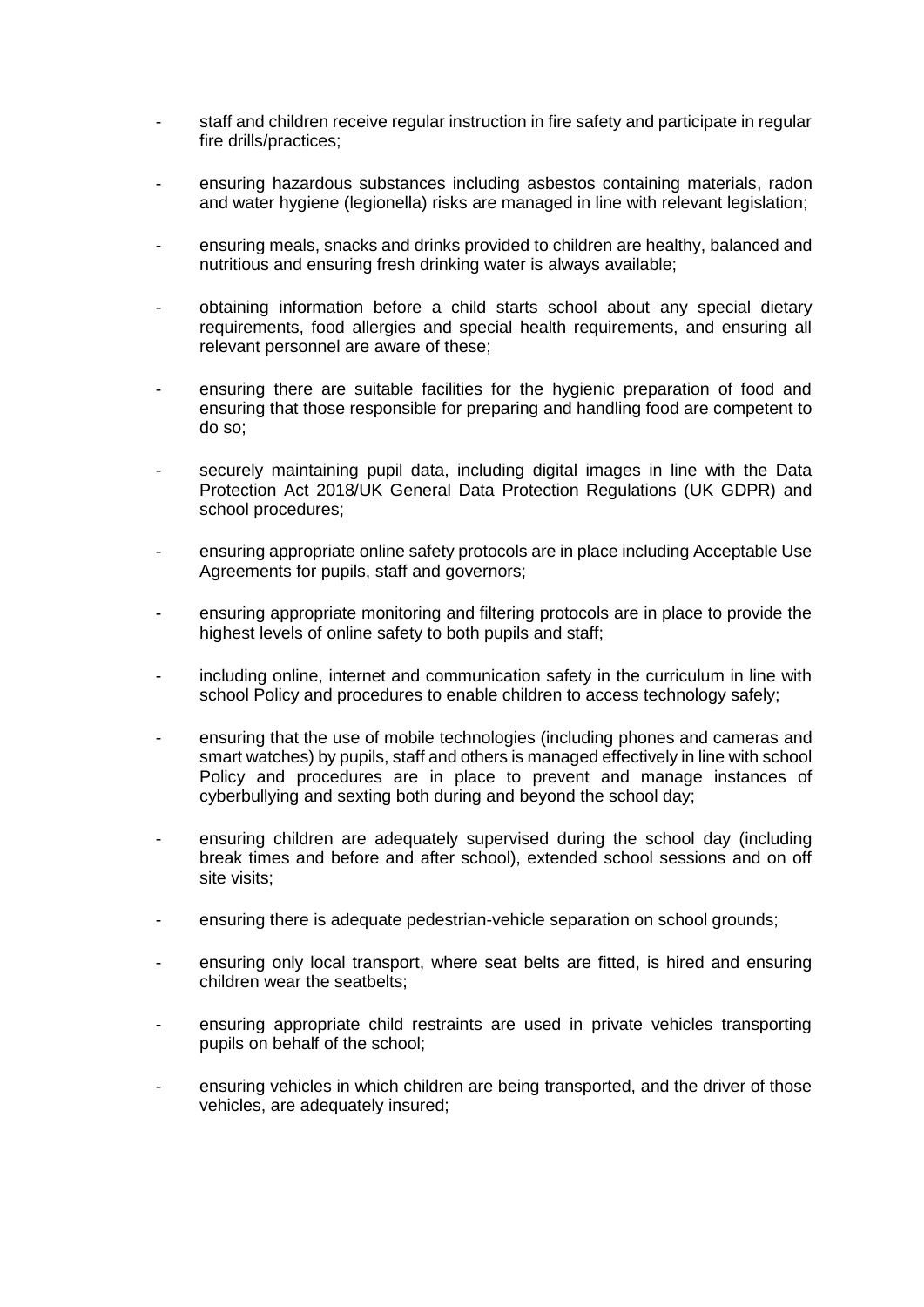- staff and children receive regular instruction in fire safety and participate in regular fire drills/practices;

- ensuring hazardous substances including asbestos containing materials, radon and water hygiene (legionella) risks are managed in line with relevant legislation;

- ensuring meals, snacks and drinks provided to children are healthy, balanced and nutritious and ensuring fresh drinking water is always available;

- obtaining information before a child starts school about any special dietary requirements, food allergies and special health requirements, and ensuring all relevant personnel are aware of these;

- ensuring there are suitable facilities for the hygienic preparation of food and ensuring that those responsible for preparing and handling food are competent to do so;

- securely maintaining pupil data, including digital images in line with the Data Protection Act 2018/UK General Data Protection Regulations (UK GDPR) and school procedures;

- ensuring appropriate online safety protocols are in place including Acceptable Use Agreements for pupils, staff and governors;

- ensuring appropriate monitoring and filtering protocols are in place to provide the highest levels of online safety to both pupils and staff;

- including online, internet and communication safety in the curriculum in line with school Policy and procedures to enable children to access technology safely;

- ensuring that the use of mobile technologies (including phones and cameras and smart watches) by pupils, staff and others is managed effectively in line with school Policy and procedures are in place to prevent and manage instances of cyberbullying and sexting both during and beyond the school day;

- ensuring children are adequately supervised during the school day (including break times and before and after school), extended school sessions and on off site visits;

- ensuring there is adequate pedestrian-vehicle separation on school grounds;

- ensuring only local transport, where seat belts are fitted, is hired and ensuring children wear the seatbelts;

- ensuring appropriate child restraints are used in private vehicles transporting pupils on behalf of the school;

- ensuring vehicles in which children are being transported, and the driver of those vehicles, are adequately insured;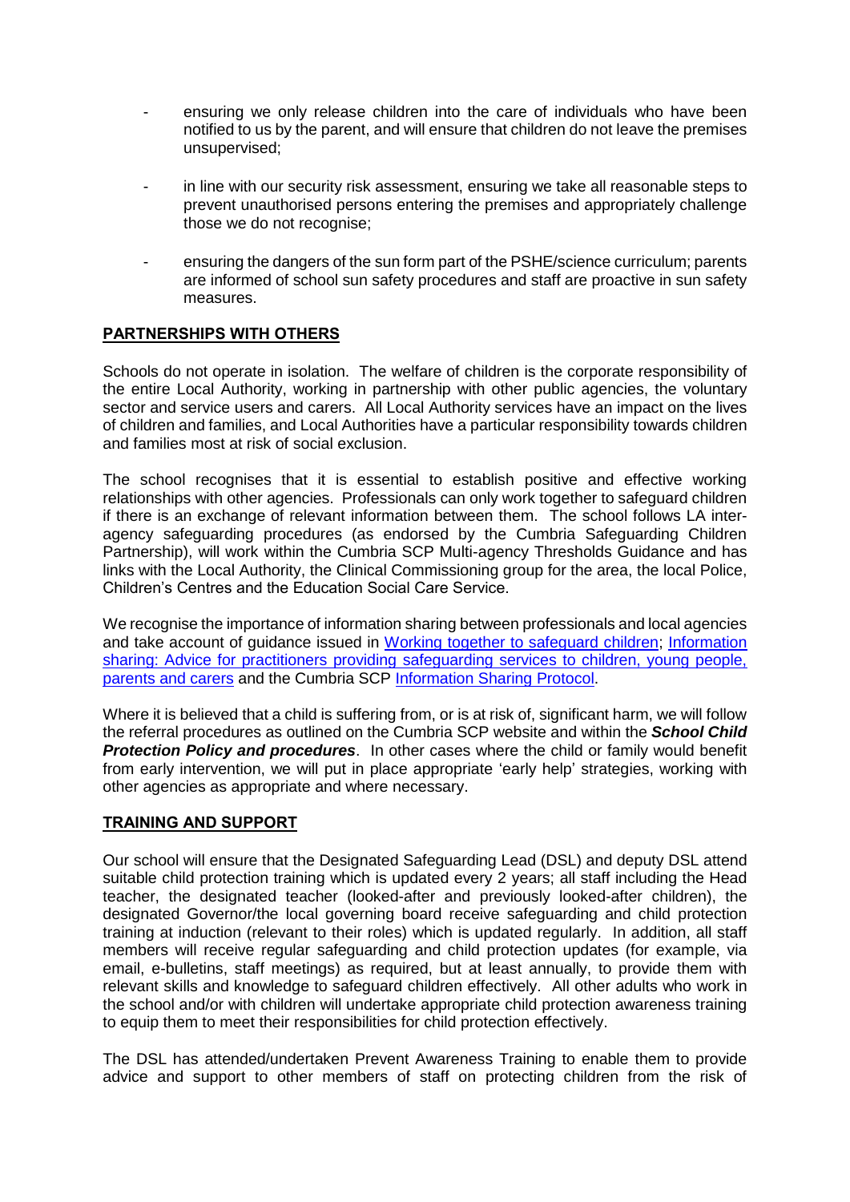- ensuring we only release children into the care of individuals who have been notified to us by the parent, and will ensure that children do not leave the premises unsupervised;
- in line with our security risk assessment, ensuring we take all reasonable steps to prevent unauthorised persons entering the premises and appropriately challenge those we do not recognise;
- ensuring the dangers of the sun form part of the PSHE/science curriculum; parents are informed of school sun safety procedures and staff are proactive in sun safety measures.

## PARTNERSHIPS WITH OTHERS

Schools do not operate in isolation. The welfare of children is the corporate responsibility of the entire Local Authority, working in partnership with other public agencies, the voluntary sector and service users and carers. All Local Authority services have an impact on the lives of children and families, and Local Authorities have a particular responsibility towards children and families most at risk of social exclusion.

The school recognises that it is essential to establish positive and effective working relationships with other agencies. Professionals can only work together to safeguard children if there is an exchange of relevant information between them. The school follows LA inter-agency safeguarding procedures (as endorsed by the Cumbria Safeguarding Children Partnership), will work within the Cumbria SCP Multi-agency Thresholds Guidance and has links with the Local Authority, the Clinical Commissioning group for the area, the local Police, Children's Centres and the Education Social Care Service.

We recognise the importance of information sharing between professionals and local agencies and take account of guidance issued in Working together to safeguard children; Information sharing: Advice for practitioners providing safeguarding services to children, young people, parents and carers and the Cumbria SCP Information Sharing Protocol.

Where it is believed that a child is suffering from, or is at risk of, significant harm, we will follow the referral procedures as outlined on the Cumbria SCP website and within the ***School Child Protection Policy and procedures***. In other cases where the child or family would benefit from early intervention, we will put in place appropriate 'early help' strategies, working with other agencies as appropriate and where necessary.

## TRAINING AND SUPPORT

Our school will ensure that the Designated Safeguarding Lead (DSL) and deputy DSL attend suitable child protection training which is updated every 2 years; all staff including the Head teacher, the designated teacher (looked-after and previously looked-after children), the designated Governor/the local governing board receive safeguarding and child protection training at induction (relevant to their roles) which is updated regularly. In addition, all staff members will receive regular safeguarding and child protection updates (for example, via email, e-bulletins, staff meetings) as required, but at least annually, to provide them with relevant skills and knowledge to safeguard children effectively. All other adults who work in the school and/or with children will undertake appropriate child protection awareness training to equip them to meet their responsibilities for child protection effectively.

The DSL has attended/undertaken Prevent Awareness Training to enable them to provide advice and support to other members of staff on protecting children from the risk of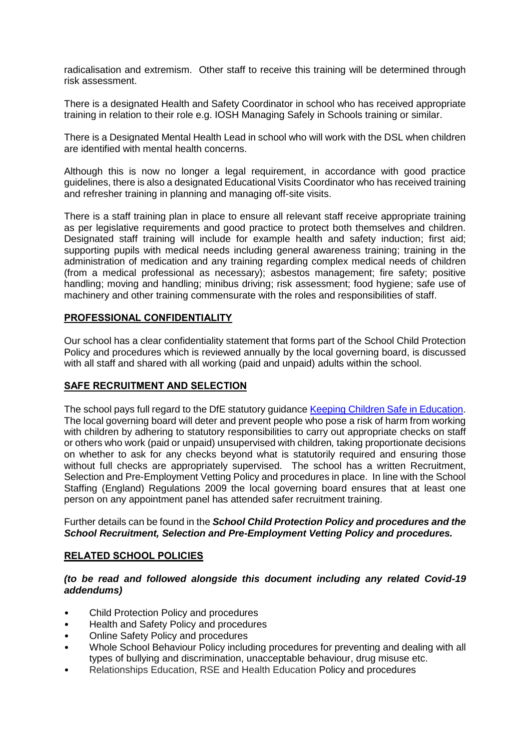radicalisation and extremism. Other staff to receive this training will be determined through risk assessment.

There is a designated Health and Safety Coordinator in school who has received appropriate training in relation to their role e.g. IOSH Managing Safely in Schools training or similar.

There is a Designated Mental Health Lead in school who will work with the DSL when children are identified with mental health concerns.

Although this is now no longer a legal requirement, in accordance with good practice guidelines, there is also a designated Educational Visits Coordinator who has received training and refresher training in planning and managing off-site visits.

There is a staff training plan in place to ensure all relevant staff receive appropriate training as per legislative requirements and good practice to protect both themselves and children. Designated staff training will include for example health and safety induction; first aid; supporting pupils with medical needs including general awareness training; training in the administration of medication and any training regarding complex medical needs of children (from a medical professional as necessary); asbestos management; fire safety; positive handling; moving and handling; minibus driving; risk assessment; food hygiene; safe use of machinery and other training commensurate with the roles and responsibilities of staff.

## PROFESSIONAL CONFIDENTIALITY

Our school has a clear confidentiality statement that forms part of the School Child Protection Policy and procedures which is reviewed annually by the local governing board, is discussed with all staff and shared with all working (paid and unpaid) adults within the school.

## SAFE RECRUITMENT AND SELECTION

The school pays full regard to the DfE statutory guidance [Keeping Children Safe in Education](). The local governing board will deter and prevent people who pose a risk of harm from working with children by adhering to statutory responsibilities to carry out appropriate checks on staff or others who work (paid or unpaid) unsupervised with children, taking proportionate decisions on whether to ask for any checks beyond what is statutorily required and ensuring those without full checks are appropriately supervised. The school has a written Recruitment, Selection and Pre-Employment Vetting Policy and procedures in place. In line with the School Staffing (England) Regulations 2009 the local governing board ensures that at least one person on any appointment panel has attended safer recruitment training.

Further details can be found in the ***School Child Protection Policy and procedures and the School Recruitment, Selection and Pre-Employment Vetting Policy and procedures.***

## RELATED SCHOOL POLICIES

***(to be read and followed alongside this document including any related Covid-19 addendums)***

- Child Protection Policy and procedures
- Health and Safety Policy and procedures
- Online Safety Policy and procedures
- Whole School Behaviour Policy including procedures for preventing and dealing with all types of bullying and discrimination, unacceptable behaviour, drug misuse etc.
- Relationships Education, RSE and Health Education Policy and procedures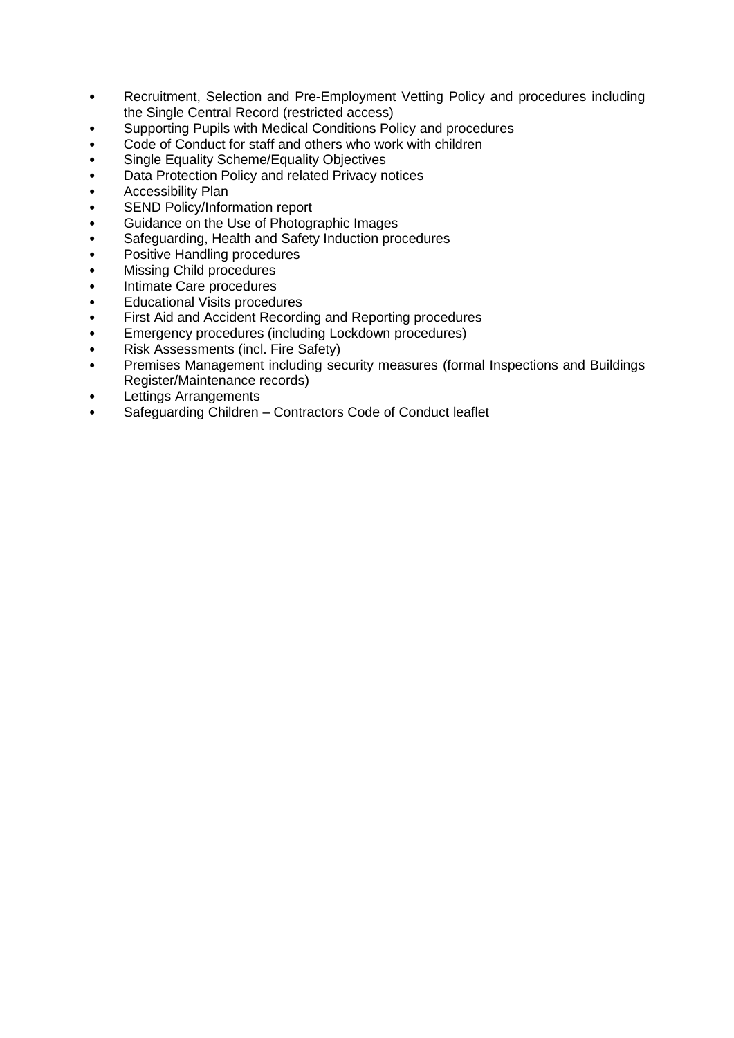- Recruitment, Selection and Pre-Employment Vetting Policy and procedures including the Single Central Record (restricted access)
- Supporting Pupils with Medical Conditions Policy and procedures
- Code of Conduct for staff and others who work with children
- Single Equality Scheme/Equality Objectives
- Data Protection Policy and related Privacy notices
- Accessibility Plan
- SEND Policy/Information report
- Guidance on the Use of Photographic Images
- Safeguarding, Health and Safety Induction procedures
- Positive Handling procedures
- Missing Child procedures
- Intimate Care procedures
- Educational Visits procedures
- First Aid and Accident Recording and Reporting procedures
- Emergency procedures (including Lockdown procedures)
- Risk Assessments (incl. Fire Safety)
- Premises Management including security measures (formal Inspections and Buildings Register/Maintenance records)
- Lettings Arrangements
- Safeguarding Children – Contractors Code of Conduct leaflet